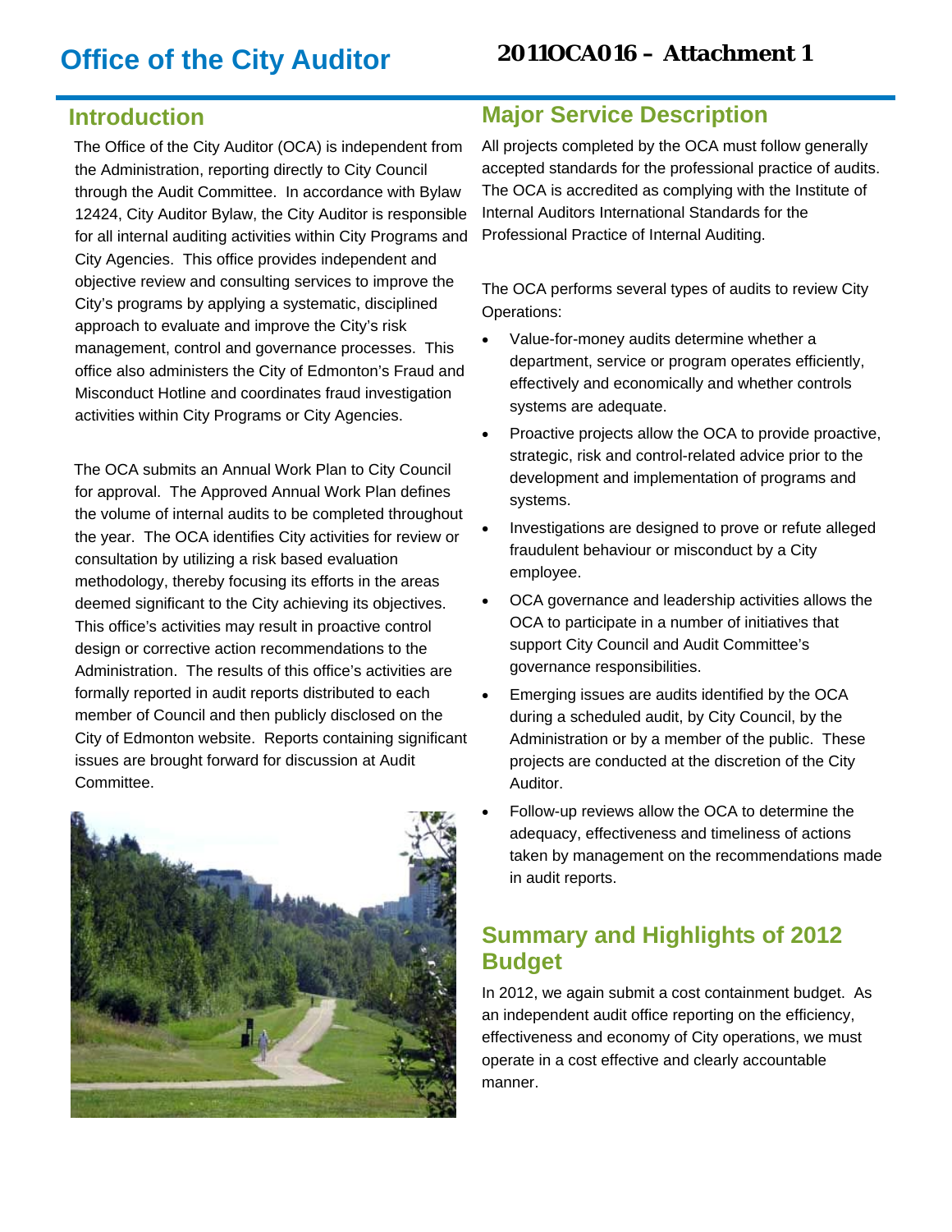# Office of the City Auditor

**2011OCA016 – Attachment 1**

## Introduction

The Office of the City Auditor (OCA) is independent from the Administration, reporting directly to City Council through the Audit Committee. In accordance with Bylaw 12424, City Auditor Bylaw, the City Auditor is responsible for all internal auditing activities within City Programs and City Agencies. This office provides independent and objective review and consulting services to improve the City's programs by applying a systematic, disciplined approach to evaluate and improve the City's risk management, control and governance processes. This office also administers the City of Edmonton's Fraud and Misconduct Hotline and coordinates fraud investigation activities within City Programs or City Agencies.

The OCA submits an Annual Work Plan to City Council for approval. The Approved Annual Work Plan defines the volume of internal audits to be completed throughout the year. The OCA identifies City activities for review or consultation by utilizing a risk based evaluation methodology, thereby focusing its efforts in the areas deemed significant to the City achieving its objectives. This office's activities may result in proactive control design or corrective action recommendations to the Administration. The results of this office's activities are formally reported in audit reports distributed to each member of Council and then publicly disclosed on the City of Edmonton website. Reports containing significant issues are brought forward for discussion at Audit Committee.

## Major Service Description

All projects completed by the OCA must follow generally accepted standards for the professional practice of audits. The OCA is accredited as complying with the Institute of Internal Auditors International Standards for the Professional Practice of Internal Auditing.

The OCA performs several types of audits to review City Operations:

- Value-for-money audits determine whether a department, service or program operates efficiently, effectively and economically and whether controls systems are adequate.
- Proactive projects allow the OCA to provide proactive, strategic, risk and control-related advice prior to the development and implementation of programs and systems.
- Investigations are designed to prove or refute alleged fraudulent behaviour or misconduct by a City employee.
- OCA governance and leadership activities allows the OCA to participate in a number of initiatives that support City Council and Audit Committee's governance responsibilities.
- Emerging issues are audits identified by the OCA during a scheduled audit, by City Council, by the Administration or by a member of the public. These projects are conducted at the discretion of the City Auditor.
- Follow-up reviews allow the OCA to determine the adequacy, effectiveness and timeliness of actions taken by management on the recommendations made in audit reports.

## Summary and Highlights of 2012 Budget

In 2012, we again submit a cost containment budget. As an independent audit office reporting on the efficiency, effectiveness and economy of City operations, we must operate in a cost effective and clearly accountable manner.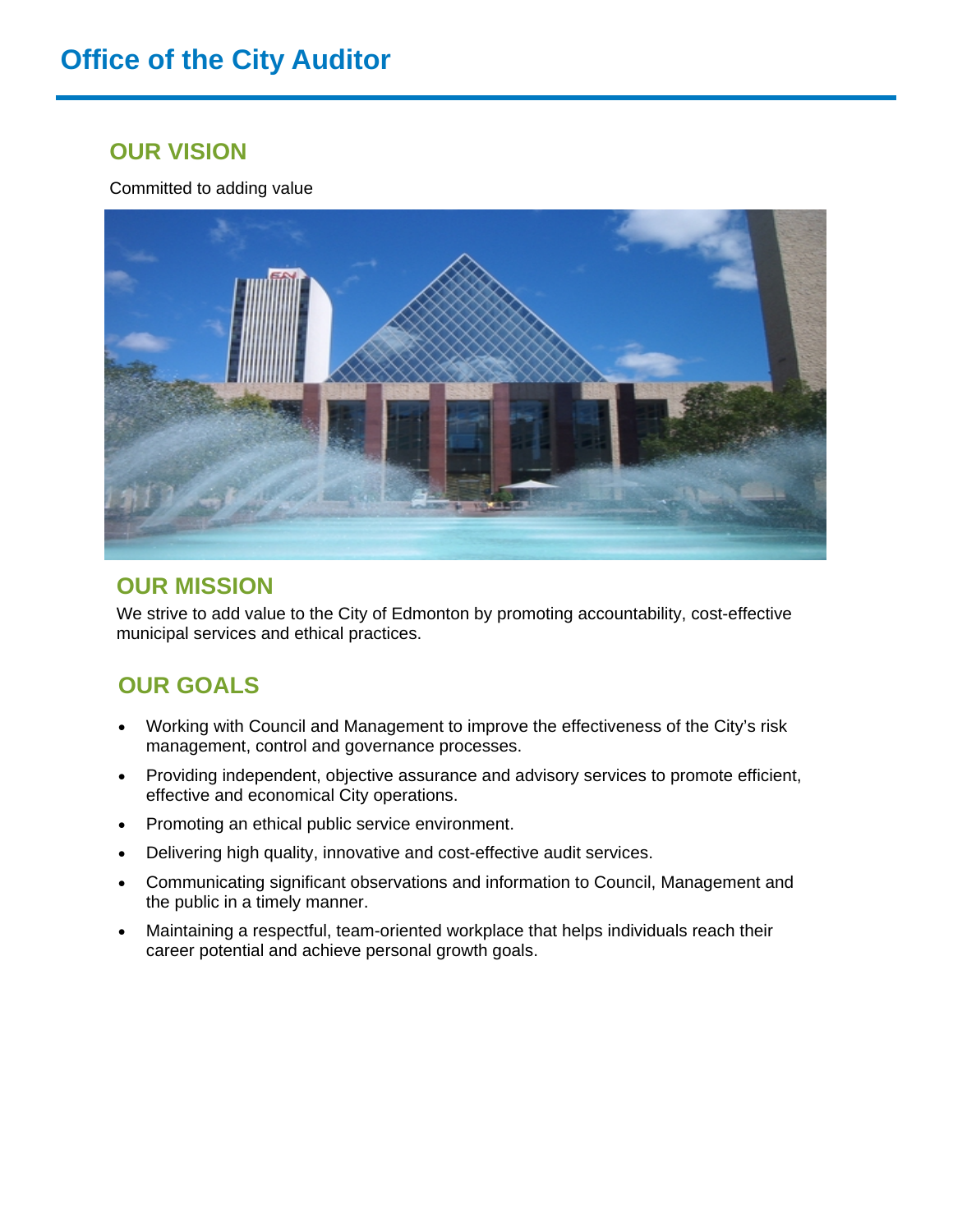# Office of the City Auditor

## OUR VISION

Committed to adding value

## OUR MISSION

We strive to add value to the City of Edmonton by promoting accountability, cost-effective municipal services and ethical practices.

## OUR GOALS

- Working with Council and Management to improve the effectiveness of the City's risk management, control and governance processes.
- Providing independent, objective assurance and advisory services to promote efficient, effective and economical City operations.
- Promoting an ethical public service environment.
- Delivering high quality, innovative and cost-effective audit services.
- Communicating significant observations and information to Council, Management and the public in a timely manner.
- Maintaining a respectful, team-oriented workplace that helps individuals reach their career potential and achieve personal growth goals.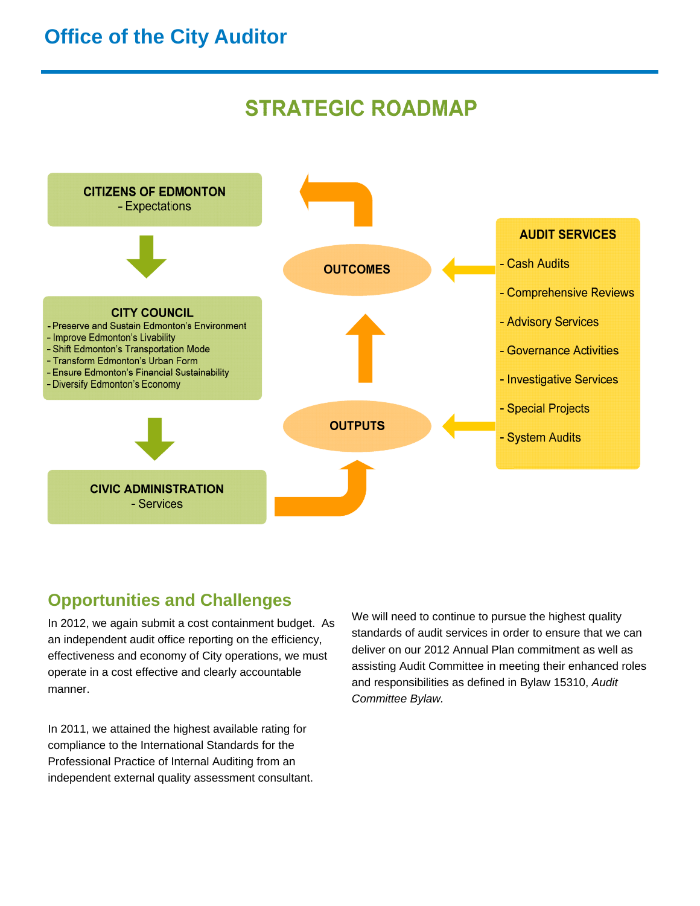# Office of the City Auditor

## STRATEGIC ROADMAP

**CITIZENS OF EDMONTON**
- Expectations

**CITY COUNCIL**
- Preserve and Sustain Edmonton's Environment
- Improve Edmonton's Livability
- Shift Edmonton's Transportation Mode
- Transform Edmonton's Urban Form
- Ensure Edmonton's Financial Sustainability
- Diversify Edmonton's Economy

**CIVIC ADMINISTRATION**
- Services

**OUTPUTS**

**OUTCOMES**

**AUDIT SERVICES**
- Cash Audits
- Comprehensive Reviews
- Advisory Services
- Governance Activities
- Investigative Services
- Special Projects
- System Audits

## Opportunities and Challenges

In 2012, we again submit a cost containment budget. As an independent audit office reporting on the efficiency, effectiveness and economy of City operations, we must operate in a cost effective and clearly accountable manner.

In 2011, we attained the highest available rating for compliance to the International Standards for the Professional Practice of Internal Auditing from an independent external quality assessment consultant.

We will need to continue to pursue the highest quality standards of audit services in order to ensure that we can deliver on our 2012 Annual Plan commitment as well as assisting Audit Committee in meeting their enhanced roles and responsibilities as defined in Bylaw 15310, *Audit Committee Bylaw.*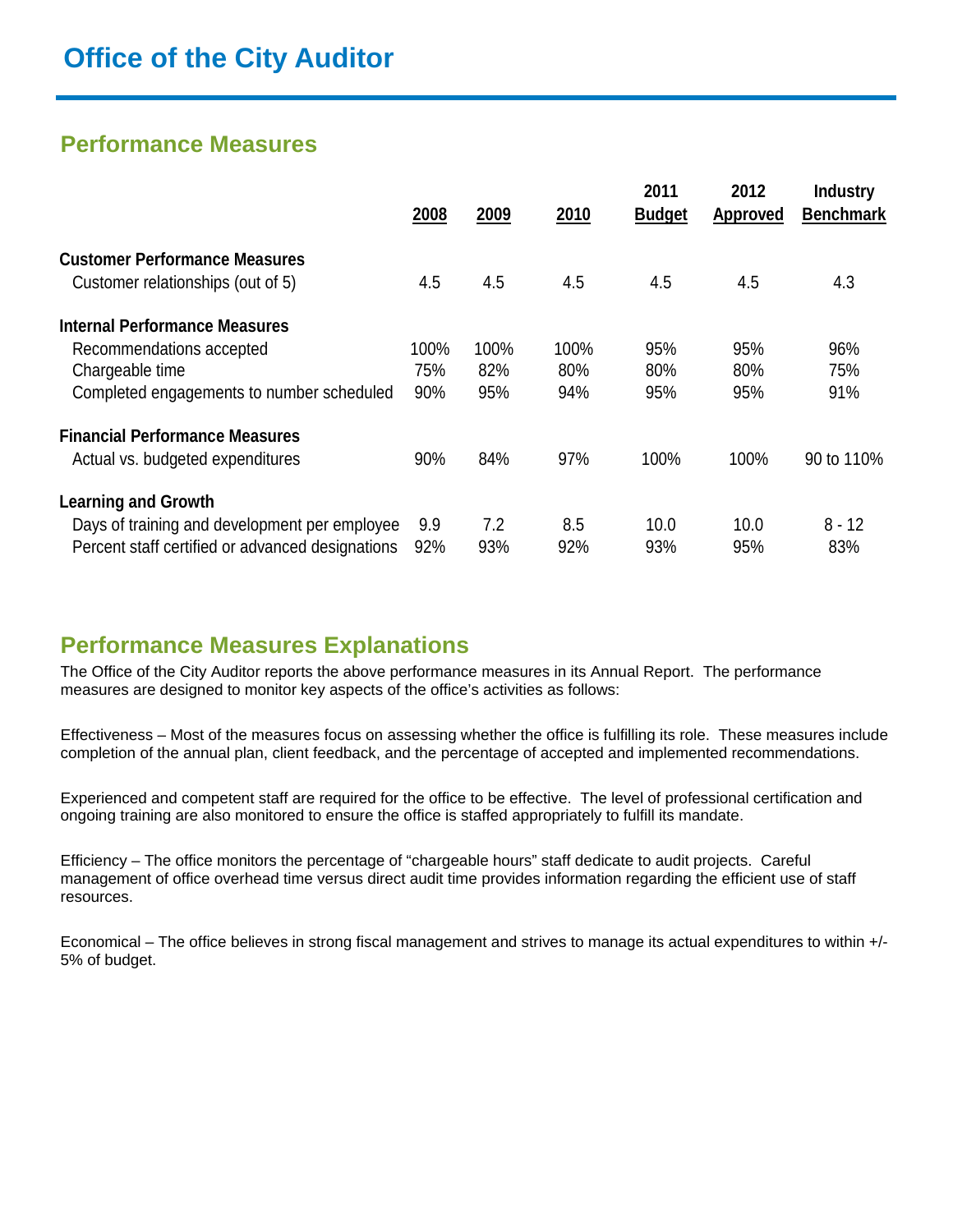# Office of the City Auditor

## Performance Measures

| | 2008 | 2009 | 2010 | 2011 Budget | 2012 Approved | Industry Benchmark |
|---|---|---|---|---|---|---|
| **Customer Performance Measures** | | | | | | |
| Customer relationships (out of 5) | 4.5 | 4.5 | 4.5 | 4.5 | 4.5 | 4.3 |
| **Internal Performance Measures** | | | | | | |
| Recommendations accepted | 100% | 100% | 100% | 95% | 95% | 96% |
| Chargeable time | 75% | 82% | 80% | 80% | 80% | 75% |
| Completed engagements to number scheduled | 90% | 95% | 94% | 95% | 95% | 91% |
| **Financial Performance Measures** | | | | | | |
| Actual vs. budgeted expenditures | 90% | 84% | 97% | 100% | 100% | 90 to 110% |
| **Learning and Growth** | | | | | | |
| Days of training and development per employee | 9.9 | 7.2 | 8.5 | 10.0 | 10.0 | 8 - 12 |
| Percent staff certified or advanced designations | 92% | 93% | 92% | 93% | 95% | 83% |

## Performance Measures Explanations

The Office of the City Auditor reports the above performance measures in its Annual Report. The performance measures are designed to monitor key aspects of the office's activities as follows:

Effectiveness – Most of the measures focus on assessing whether the office is fulfilling its role. These measures include completion of the annual plan, client feedback, and the percentage of accepted and implemented recommendations.

Experienced and competent staff are required for the office to be effective. The level of professional certification and ongoing training are also monitored to ensure the office is staffed appropriately to fulfill its mandate.

Efficiency – The office monitors the percentage of "chargeable hours" staff dedicate to audit projects. Careful management of office overhead time versus direct audit time provides information regarding the efficient use of staff resources.

Economical – The office believes in strong fiscal management and strives to manage its actual expenditures to within +/- 5% of budget.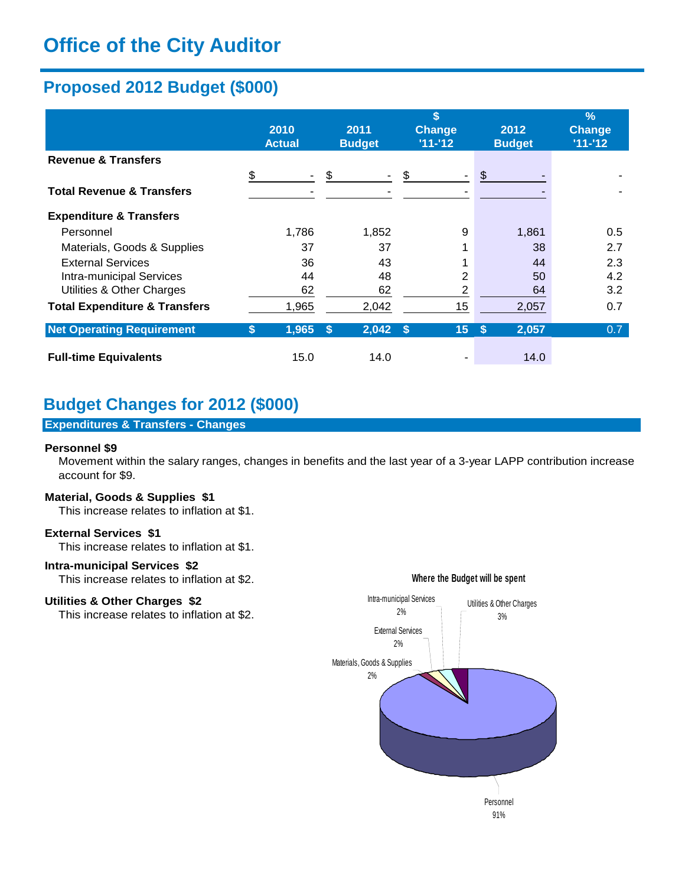# Office of the City Auditor

## Proposed 2012 Budget ($000)

| | 2010 Actual | 2011 Budget | $ Change '11-'12 | 2012 Budget | % Change '11-'12 |
|---|---|---|---|---|---|
| **Revenue & Transfers** | | | | | |
| | $ - | $ - | $ - | $ - | - |
| **Total Revenue & Transfers** | - | - | - | - | - |
| **Expenditure & Transfers** | | | | | |
| Personnel | 1,786 | 1,852 | 9 | 1,861 | 0.5 |
| Materials, Goods & Supplies | 37 | 37 | 1 | 38 | 2.7 |
| External Services | 36 | 43 | 1 | 44 | 2.3 |
| Intra-municipal Services | 44 | 48 | 2 | 50 | 4.2 |
| Utilities & Other Charges | 62 | 62 | 2 | 64 | 3.2 |
| **Total Expenditure & Transfers** | 1,965 | 2,042 | 15 | 2,057 | 0.7 |
| **Net Operating Requirement** | **$ 1,965** | **$ 2,042** | **$ 15** | **$ 2,057** | 0.7 |
| **Full-time Equivalents** | 15.0 | 14.0 | - | 14.0 | |

## Budget Changes for 2012 ($000)

### Expenditures & Transfers - Changes

**Personnel $9**
Movement within the salary ranges, changes in benefits and the last year of a 3-year LAPP contribution increase account for $9.

**Material, Goods & Supplies $1**
This increase relates to inflation at $1.

**External Services $1**
This increase relates to inflation at $1.

**Intra-municipal Services $2**
This increase relates to inflation at $2.

**Utilities & Other Charges $2**
This increase relates to inflation at $2.

Where the Budget will be spent

Intra-municipal Services 2%
Utilities & Other Charges 3%
External Services 2%
Materials, Goods & Supplies 2%
Personnel 91%